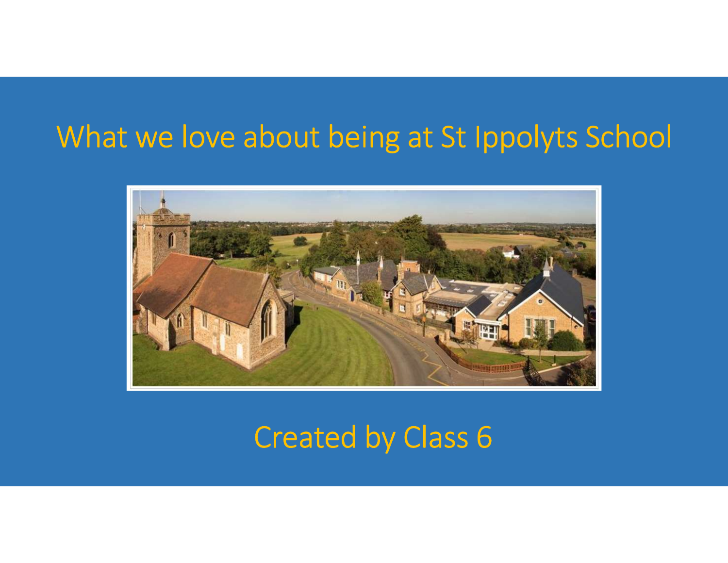# What we love about being at St Ippolyts School

Created by Class 6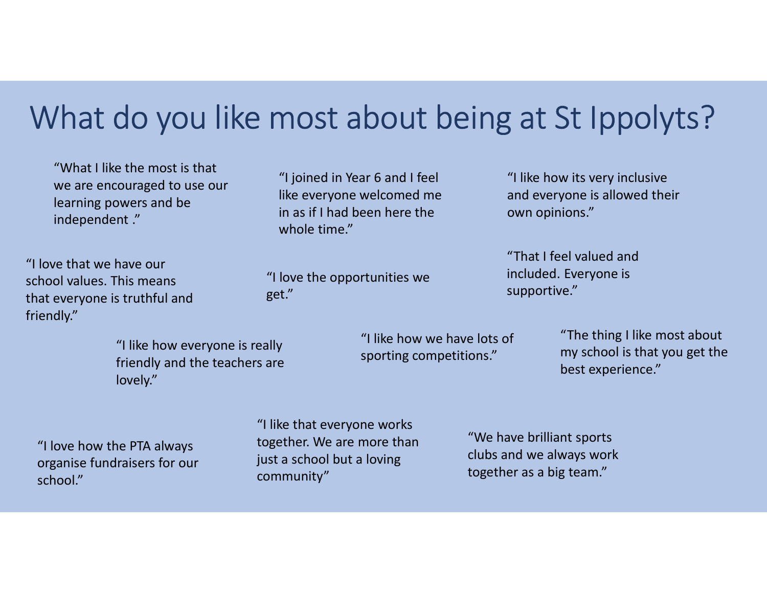# What do you like most about being at St Ippolyts?

"What I like the most is that we are encouraged to use our learning powers and be independent ."

"I joined in Year 6 and I feel like everyone welcomed me in as if I had been here the whole time."

"I like how its very inclusive and everyone is allowed their own opinions."

"I love that we have our school values. This means that everyone is truthful and friendly."

"I love the opportunities we get."

"That I feel valued and included. Everyone is supportive."

"I like how everyone is really friendly and the teachers are lovely."

"I like how we have lots of sporting competitions."

"The thing I like most about my school is that you get the best experience."

"I love how the PTA always organise fundraisers for our school."

"I like that everyone works together. We are more than just a school but a loving community"

"We have brilliant sports clubs and we always work together as a big team."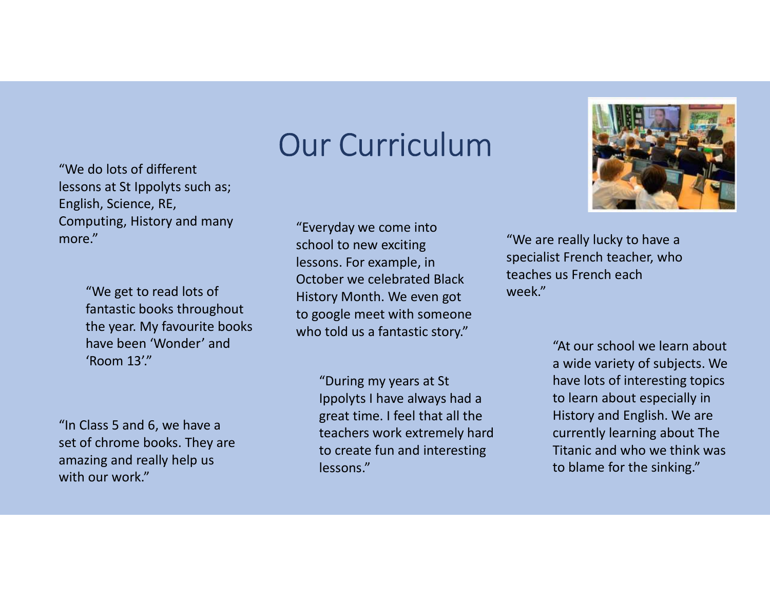# Our Curriculum

"We do lots of different lessons at St Ippolyts such as; English, Science, RE, Computing, History and many more."

"We get to read lots of fantastic books throughout the year. My favourite books have been 'Wonder' and 'Room 13'."

"In Class 5 and 6, we have a set of chrome books. They are amazing and really help us with our work."

"Everyday we come into school to new exciting lessons. For example, in October we celebrated Black History Month. We even got to google meet with someone who told us a fantastic story."

"During my years at St Ippolyts I have always had a great time. I feel that all the teachers work extremely hard to create fun and interesting lessons."

"We are really lucky to have a specialist French teacher, who teaches us French each week."

"At our school we learn about a wide variety of subjects. We have lots of interesting topics to learn about especially in History and English. We are currently learning about The Titanic and who we think was to blame for the sinking."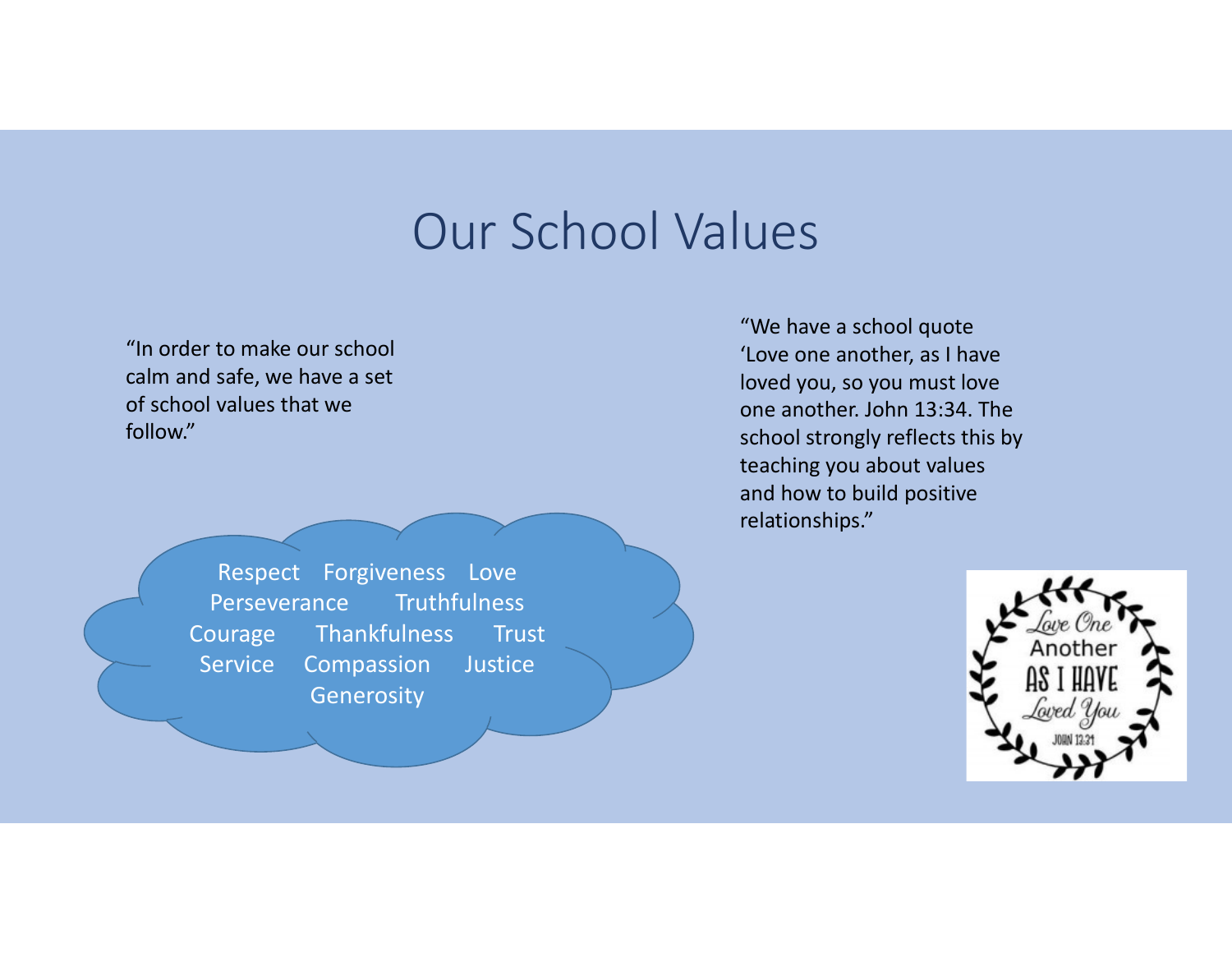# Our School Values

"In order to make our school calm and safe, we have a set of school values that we follow."

Respect Forgiveness Love
Perseverance Truthfulness
Courage Thankfulness Trust
Service Compassion Justice
Generosity

"We have a school quote 'Love one another, as I have loved you, so you must love one another. John 13:34. The school strongly reflects this by teaching you about values and how to build positive relationships."

Love One Another AS I HAVE Loved You
JOHN 13:34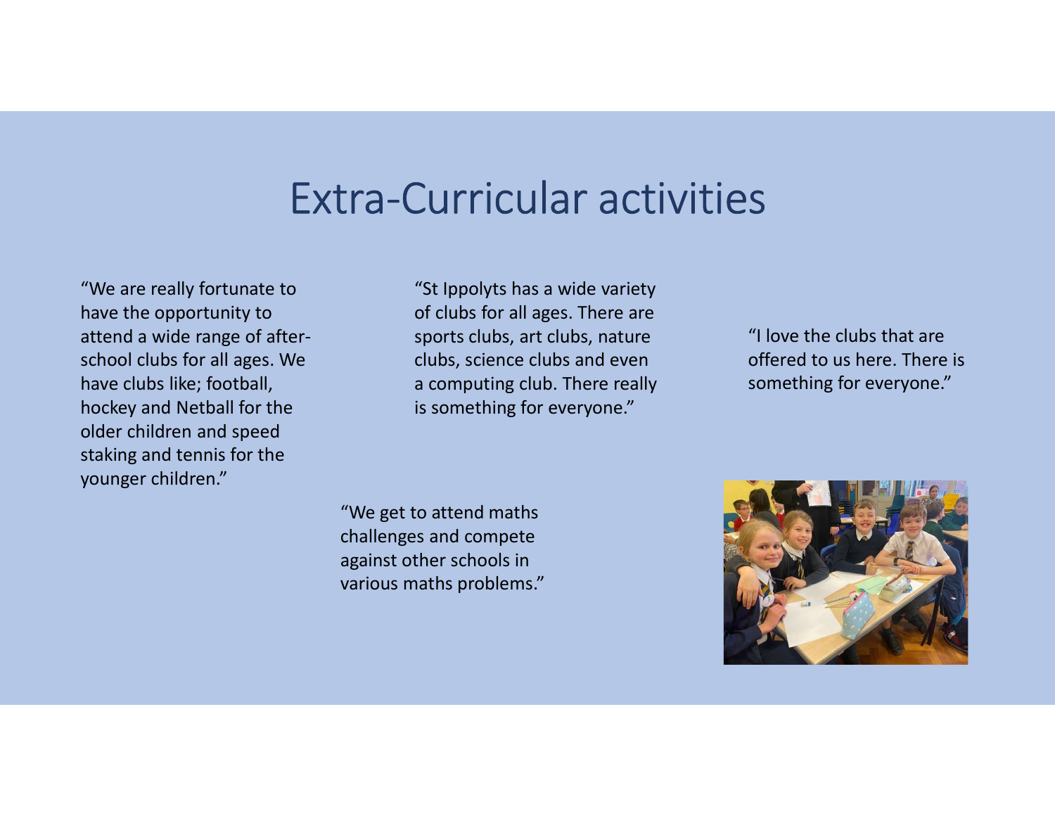# Extra-Curricular activities

"We are really fortunate to have the opportunity to attend a wide range of after-school clubs for all ages. We have clubs like; football, hockey and Netball for the older children and speed staking and tennis for the younger children."

"St Ippolyts has a wide variety of clubs for all ages. There are sports clubs, art clubs, nature clubs, science clubs and even a computing club. There really is something for everyone."

"I love the clubs that are offered to us here. There is something for everyone."

"We get to attend maths challenges and compete against other schools in various maths problems."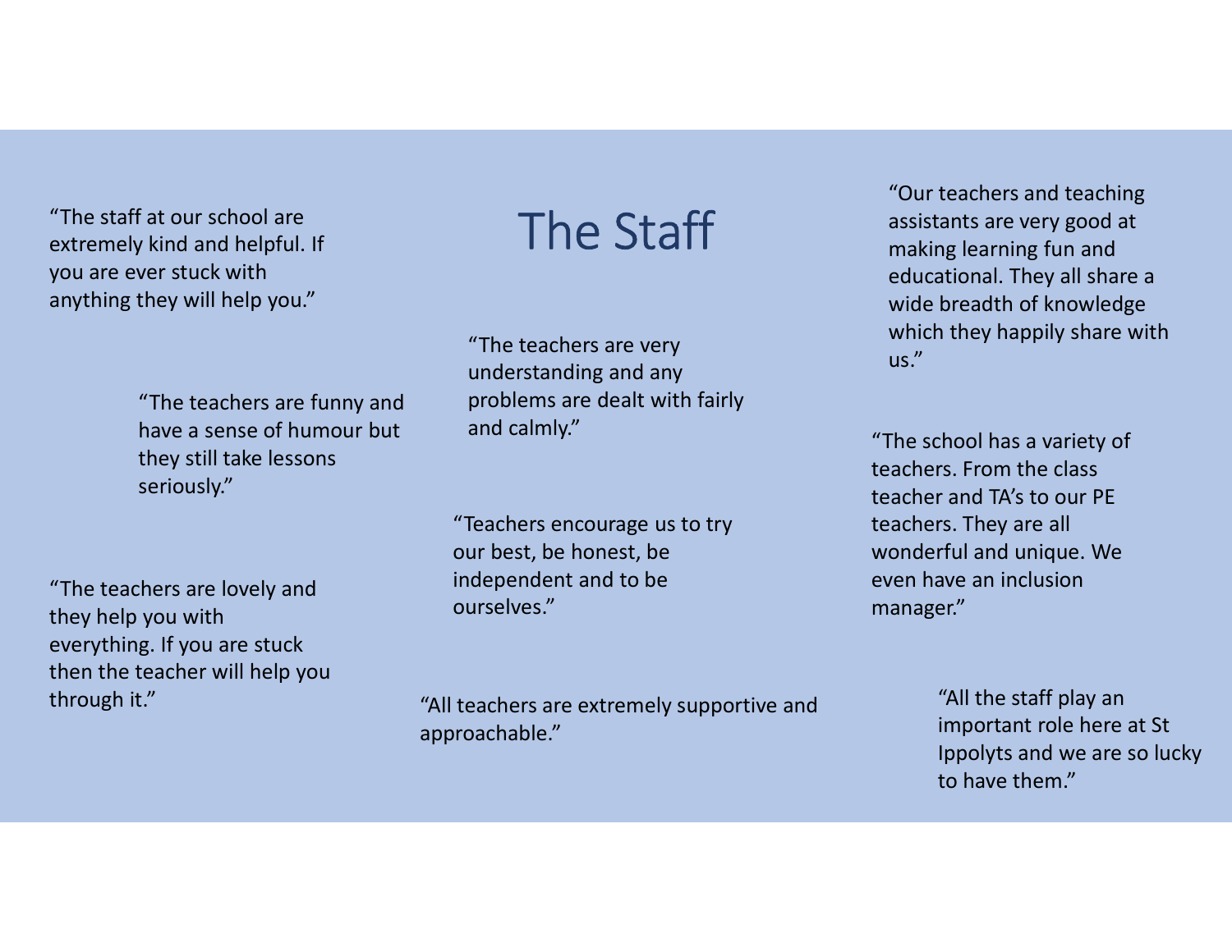# The Staff

"The staff at our school are extremely kind and helpful. If you are ever stuck with anything they will help you."

"The teachers are funny and have a sense of humour but they still take lessons seriously."

"The teachers are lovely and they help you with everything. If you are stuck then the teacher will help you through it."

"The teachers are very understanding and any problems are dealt with fairly and calmly."

"Teachers encourage us to try our best, be honest, be independent and to be ourselves."

"All teachers are extremely supportive and approachable."

"Our teachers and teaching assistants are very good at making learning fun and educational. They all share a wide breadth of knowledge which they happily share with us."

"The school has a variety of teachers. From the class teacher and TA's to our PE teachers. They are all wonderful and unique. We even have an inclusion manager."

"All the staff play an important role here at St Ippolyts and we are so lucky to have them."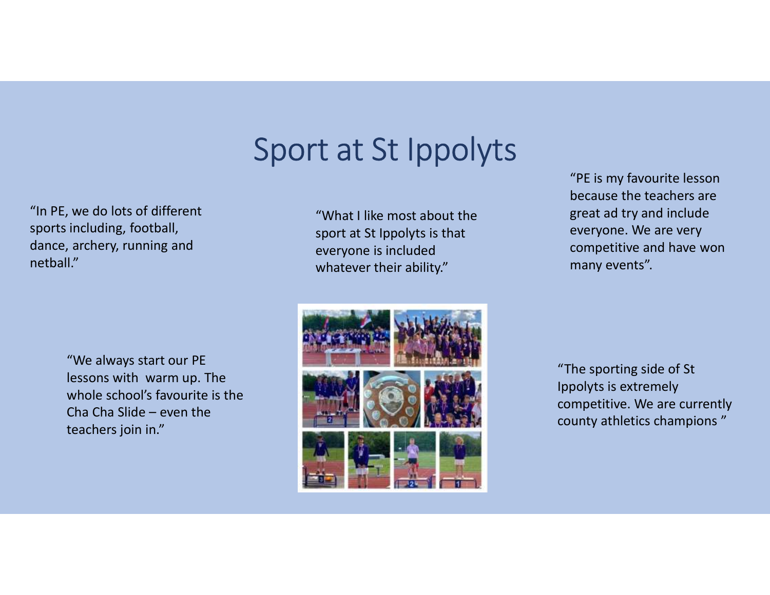# Sport at St Ippolyts

"In PE, we do lots of different sports including, football, dance, archery, running and netball."

"What I like most about the sport at St Ippolyts is that everyone is included whatever their ability."

"PE is my favourite lesson because the teachers are great ad try and include everyone. We are very competitive and have won many events".

"We always start our PE lessons with  warm up. The whole school's favourite is the Cha Cha Slide – even the teachers join in."

"The sporting side of St Ippolyts is extremely competitive. We are currently county athletics champions "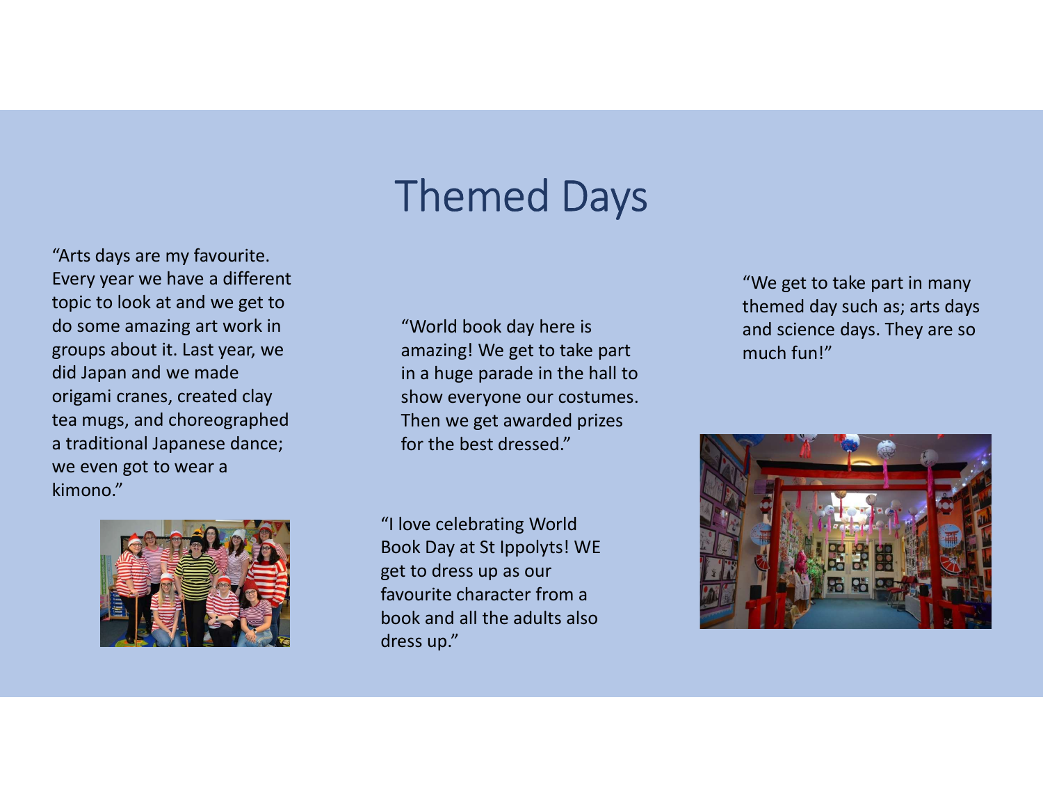# Themed Days

"Arts days are my favourite. Every year we have a different topic to look at and we get to do some amazing art work in groups about it. Last year, we did Japan and we made origami cranes, created clay tea mugs, and choreographed a traditional Japanese dance; we even got to wear a kimono."

"World book day here is amazing! We get to take part in a huge parade in the hall to show everyone our costumes. Then we get awarded prizes for the best dressed."

"I love celebrating World Book Day at St Ippolyts! WE get to dress up as our favourite character from a book and all the adults also dress up."

"We get to take part in many themed day such as; arts days and science days. They are so much fun!"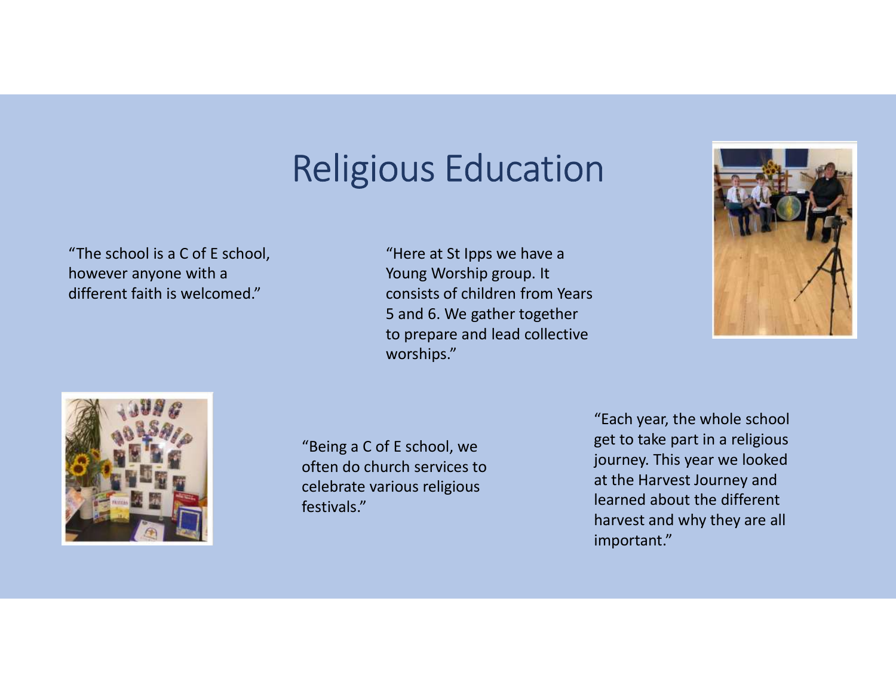# Religious Education

"The school is a C of E school, however anyone with a different faith is welcomed."

"Here at St Ipps we have a Young Worship group. It consists of children from Years 5 and 6. We gather together to prepare and lead collective worships."

"Being a C of E school, we often do church services to celebrate various religious festivals."

"Each year, the whole school get to take part in a religious journey. This year we looked at the Harvest Journey and learned about the different harvest and why they are all important."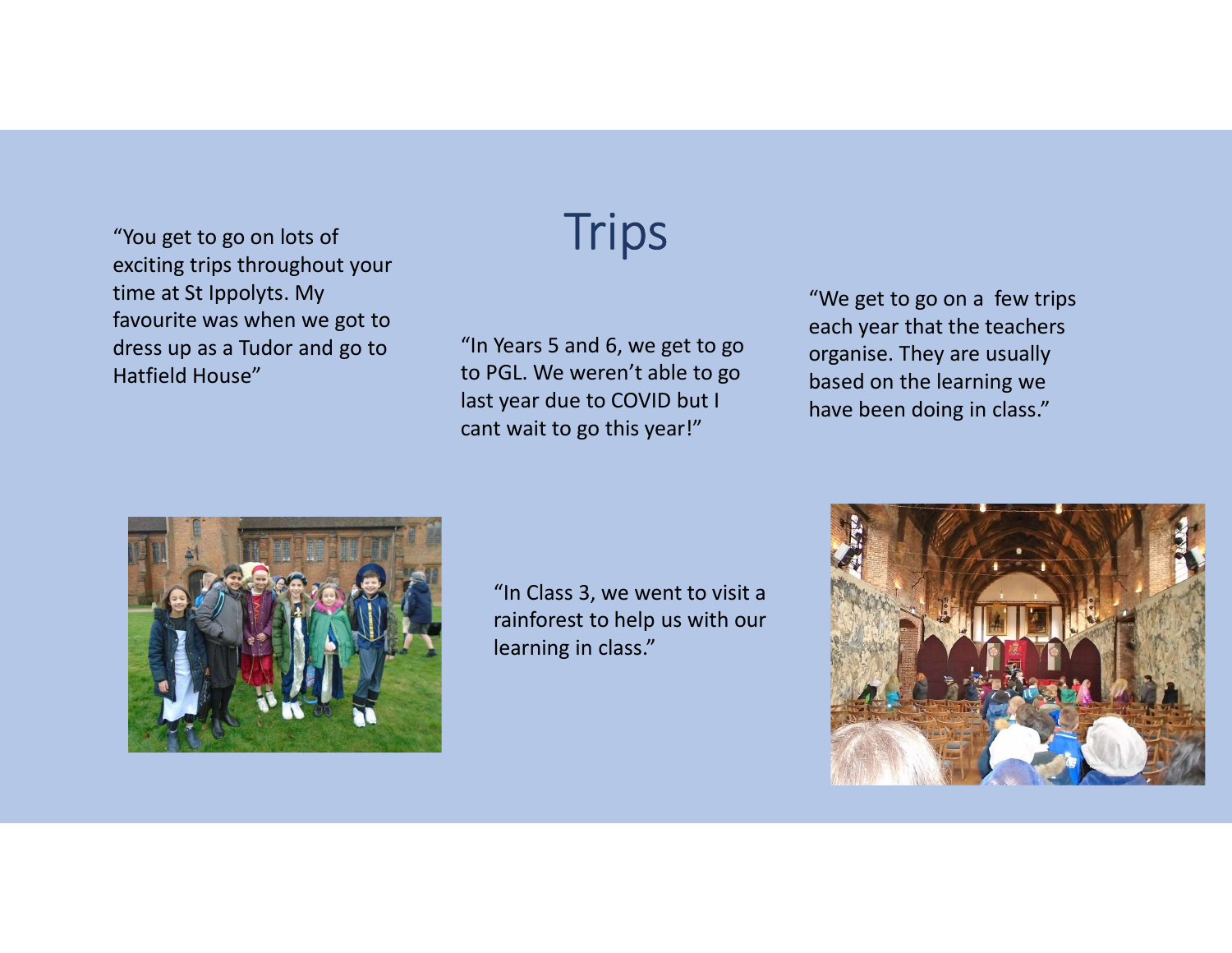# Trips

"You get to go on lots of exciting trips throughout your time at St Ippolyts. My favourite was when we got to dress up as a Tudor and go to Hatfield House"

"In Years 5 and 6, we get to go to PGL. We weren't able to go last year due to COVID but I cant wait to go this year!"

"We get to go on a  few trips each year that the teachers organise. They are usually based on the learning we have been doing in class."

"In Class 3, we went to visit a rainforest to help us with our learning in class."